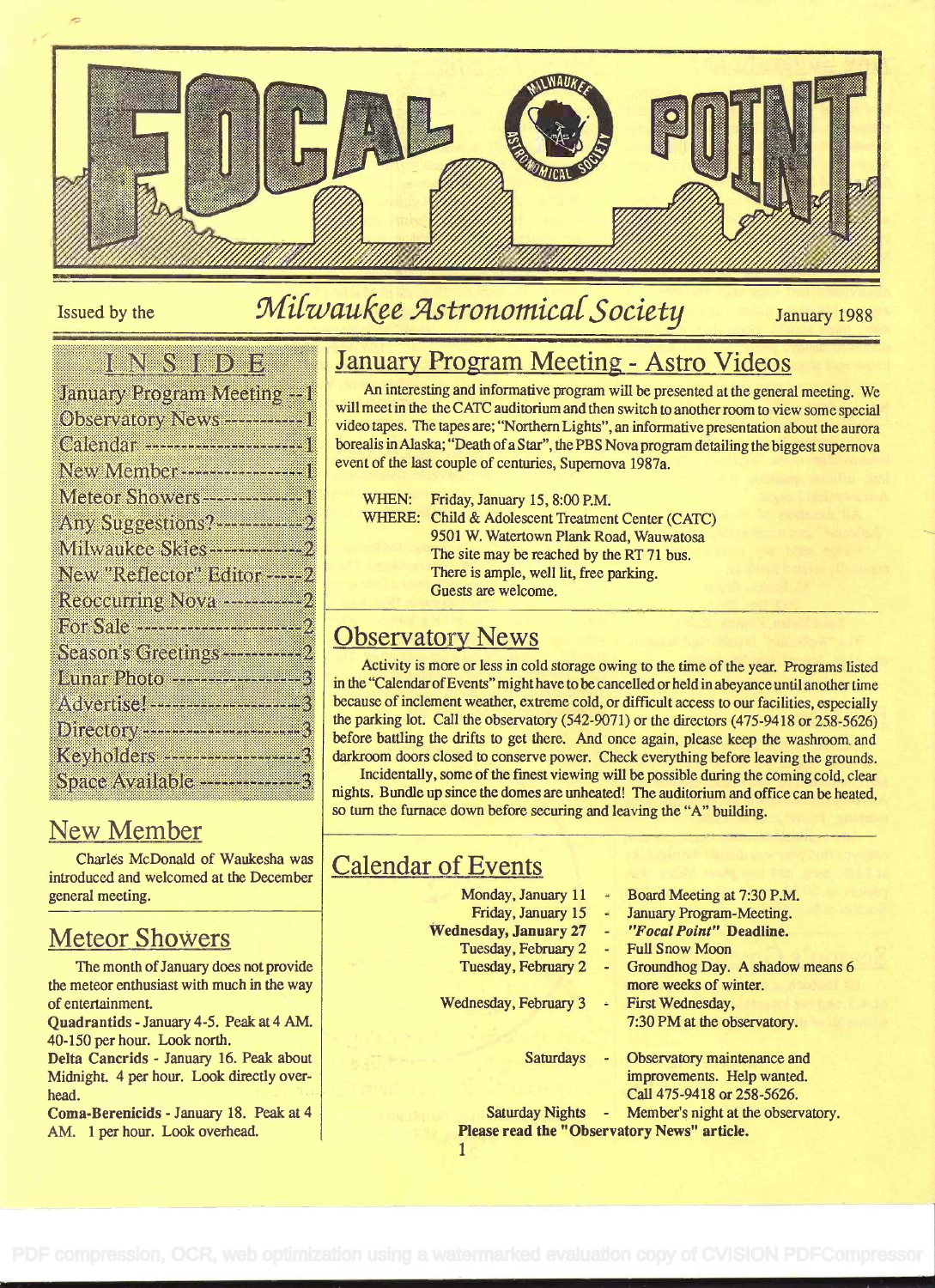# FOCAL POINT

Issued by the *Milwaukee Astronomical Society* January 1988

## INSIDE

- January Program Meeting --1
- Observatory News ----------1
- Calendar --------------------1
- New Member ----------------1
- Meteor Showers -------------1
- Any Suggestions? -----------2
- Milwaukee Skies ------------2
- New "Reflector" Editor -----2
- Reoccurring Nova -----------2
- For Sale ---------------------2
- Season's Greetings ----------2
- Lunar Photo ----------------3
- Advertise! --------------------3
- Directory ---------------------3
- Keyholders -------------------3
- Space Available --------------3

## New Member

Charles McDonald of Waukesha was introduced and welcomed at the December general meeting.

## Meteor Showers

The month of January does not provide the meteor enthusiast with much in the way of entertainment.

**Quadrantids** - January 4-5. Peak at 4 AM. 40-150 per hour. Look north.

**Delta Cancrids** - January 16. Peak about Midnight. 4 per hour. Look directly overhead.

**Coma-Berenicids** - January 18. Peak at 4 AM. 1 per hour. Look overhead.

## January Program Meeting - Astro Videos

An interesting and informative program will be presented at the general meeting. We will meet in the the CATC auditorium and then switch to another room to view some special video tapes. The tapes are; "Northern Lights", an informative presentation about the aurora borealis in Alaska; "Death of a Star", the PBS Nova program detailing the biggest supernova event of the last couple of centuries, Supernova 1987a.

WHEN: Friday, January 15, 8:00 P.M.
WHERE: Child & Adolescent Treatment Center (CATC)
9501 W. Watertown Plank Road, Wauwatosa
The site may be reached by the RT 71 bus.
There is ample, well lit, free parking.
Guests are welcome.

## Observatory News

Activity is more or less in cold storage owing to the time of the year. Programs listed in the "Calendar of Events" might have to be cancelled or held in abeyance until another time because of inclement weather, extreme cold, or difficult access to our facilities, especially the parking lot. Call the observatory (542-9071) or the directors (475-9418 or 258-5626) before battling the drifts to get there. And once again, please keep the washroom and darkroom doors closed to conserve power. Check everything before leaving the grounds.

Incidentally, some of the finest viewing will be possible during the coming cold, clear nights. Bundle up since the domes are unheated! The auditorium and office can be heated, so turn the furnace down before securing and leaving the "A" building.

## Calendar of Events

| | | |
|---|---|---|
| Monday, January 11 | - | Board Meeting at 7:30 P.M. |
| Friday, January 15 | - | January Program-Meeting. |
| **Wednesday, January 27** | - | ***"Focal Point"* Deadline.** |
| Tuesday, February 2 | - | Full Snow Moon |
| Tuesday, February 2 | - | Groundhog Day. A shadow means 6 more weeks of winter. |
| Wednesday, February 3 | - | First Wednesday, 7:30 PM at the observatory. |
| Saturdays | - | Observatory maintenance and improvements. Help wanted. Call 475-9418 or 258-5626. |
| Saturday Nights | - | Member's night at the observatory. |

**Please read the "Observatory News" article.**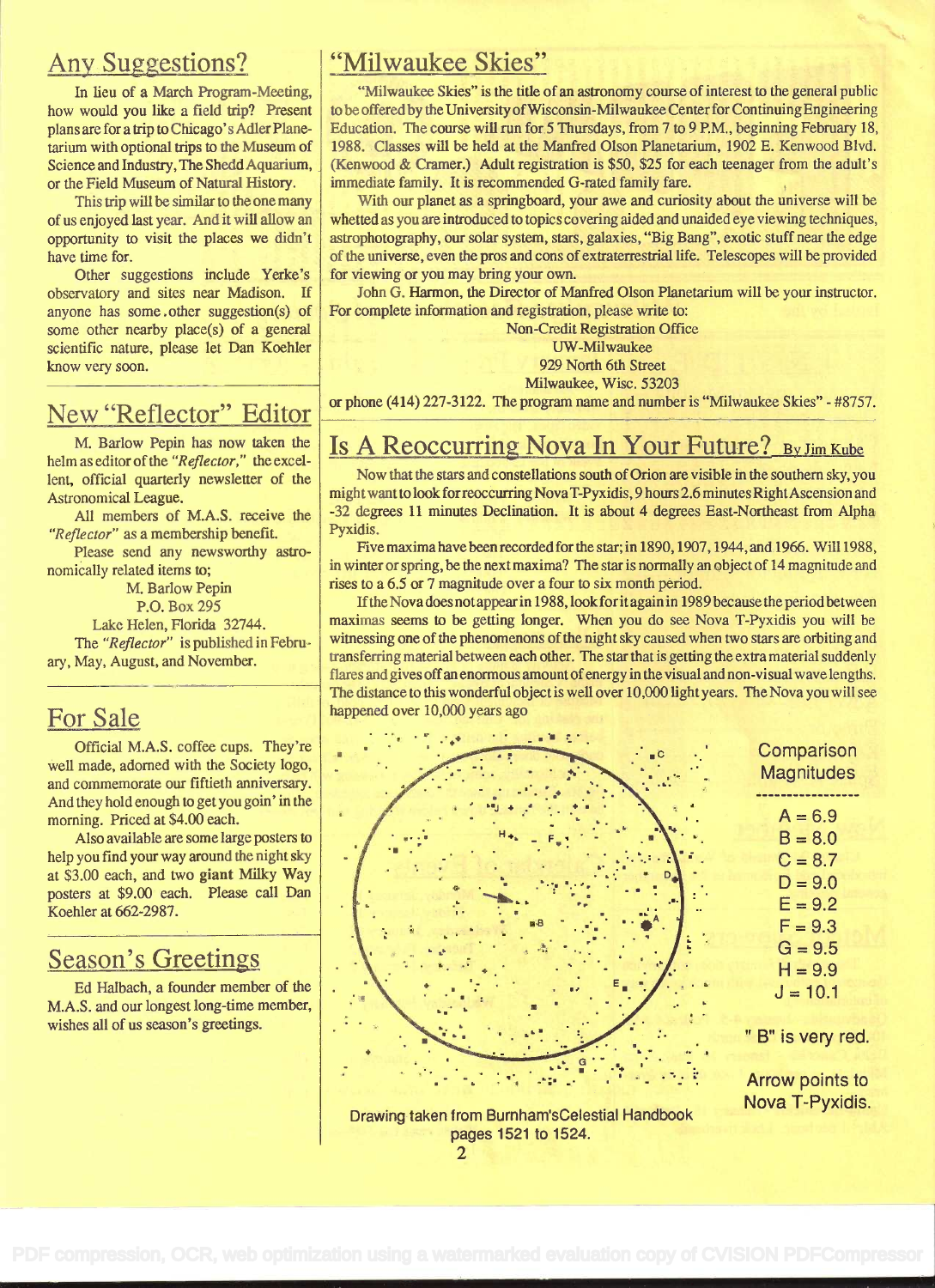## Any Suggestions?

In lieu of a March Program-Meeting, how would you like a field trip? Present plans are for a trip to Chicago's Adler Planetarium with optional trips to the Museum of Science and Industry, The Shedd Aquarium, or the Field Museum of Natural History.

This trip will be similar to the one many of us enjoyed last year. And it will allow an opportunity to visit the places we didn't have time for.

Other suggestions include Yerke's observatory and sites near Madison. If anyone has some other suggestion(s) of some other nearby place(s) of a general scientific nature, please let Dan Koehler know very soon.

## New "Reflector" Editor

M. Barlow Pepin has now taken the helm as editor of the *"Reflector,"* the excellent, official quarterly newsletter of the Astronomical League.

All members of M.A.S. receive the *"Reflector"* as a membership benefit.

Please send any newsworthy astronomically related items to;

M. Barlow Pepin
P.O. Box 295
Lake Helen, Florida 32744.

The *"Reflector"* is published in February, May, August, and November.

## For Sale

Official M.A.S. coffee cups. They're well made, adorned with the Society logo, and commemorate our fiftieth anniversary. And they hold enough to get you goin' in the morning. Priced at $4.00 each.

Also available are some large posters to help you find your way around the night sky at $3.00 each, and two **giant** Milky Way posters at $9.00 each. Please call Dan Koehler at 662-2987.

## Season's Greetings

Ed Halbach, a founder member of the M.A.S. and our longest long-time member, wishes all of us season's greetings.

## "Milwaukee Skies"

"Milwaukee Skies" is the title of an astronomy course of interest to the general public to be offered by the University of Wisconsin-Milwaukee Center for Continuing Engineering Education. The course will run for 5 Thursdays, from 7 to 9 P.M., beginning February 18, 1988. Classes will be held at the Manfred Olson Planetarium, 1902 E. Kenwood Blvd. (Kenwood & Cramer.) Adult registration is $50, $25 for each teenager from the adult's immediate family. It is recommended G-rated family fare.

With our planet as a springboard, your awe and curiosity about the universe will be whetted as you are introduced to topics covering aided and unaided eye viewing techniques, astrophotography, our solar system, stars, galaxies, "Big Bang", exotic stuff near the edge of the universe, even the pros and cons of extraterrestrial life. Telescopes will be provided for viewing or you may bring your own.

John G. Harmon, the Director of Manfred Olson Planetarium will be your instructor. For complete information and registration, please write to:

Non-Credit Registration Office
UW-Milwaukee
929 North 6th Street
Milwaukee, Wisc. 53203

or phone (414) 227-3122. The program name and number is "Milwaukee Skies" - #8757.

## Is A Reoccurring Nova In Your Future? By Jim Kube

Now that the stars and constellations south of Orion are visible in the southern sky, you might want to look for reoccurring Nova T-Pyxidis, 9 hours 2.6 minutes Right Ascension and -32 degrees 11 minutes Declination. It is about 4 degrees East-Northeast from Alpha Pyxidis.

Five maxima have been recorded for the star; in 1890, 1907, 1944, and 1966. Will 1988, in winter or spring, be the next maxima? The star is normally an object of 14 magnitude and rises to a 6.5 or 7 magnitude over a four to six month period.

If the Nova does not appear in 1988, look for it again in 1989 because the period between maximas seems to be getting longer. When you do see Nova T-Pyxidis you will be witnessing one of the phenomenons of the night sky caused when two stars are orbiting and transferring material between each other. The star that is getting the extra material suddenly flares and gives off an enormous amount of energy in the visual and non-visual wave lengths. The distance to this wonderful object is well over 10,000 light years. The Nova you will see happened over 10,000 years ago

Comparison Magnitudes

A = 6.9
B = 8.0
C = 8.7
D = 9.0
E = 9.2
F = 9.3
G = 9.5
H = 9.9
J = 10.1

"B" is very red.

Arrow points to Nova T-Pyxidis.

Drawing taken from Burnham's Celestial Handbook pages 1521 to 1524.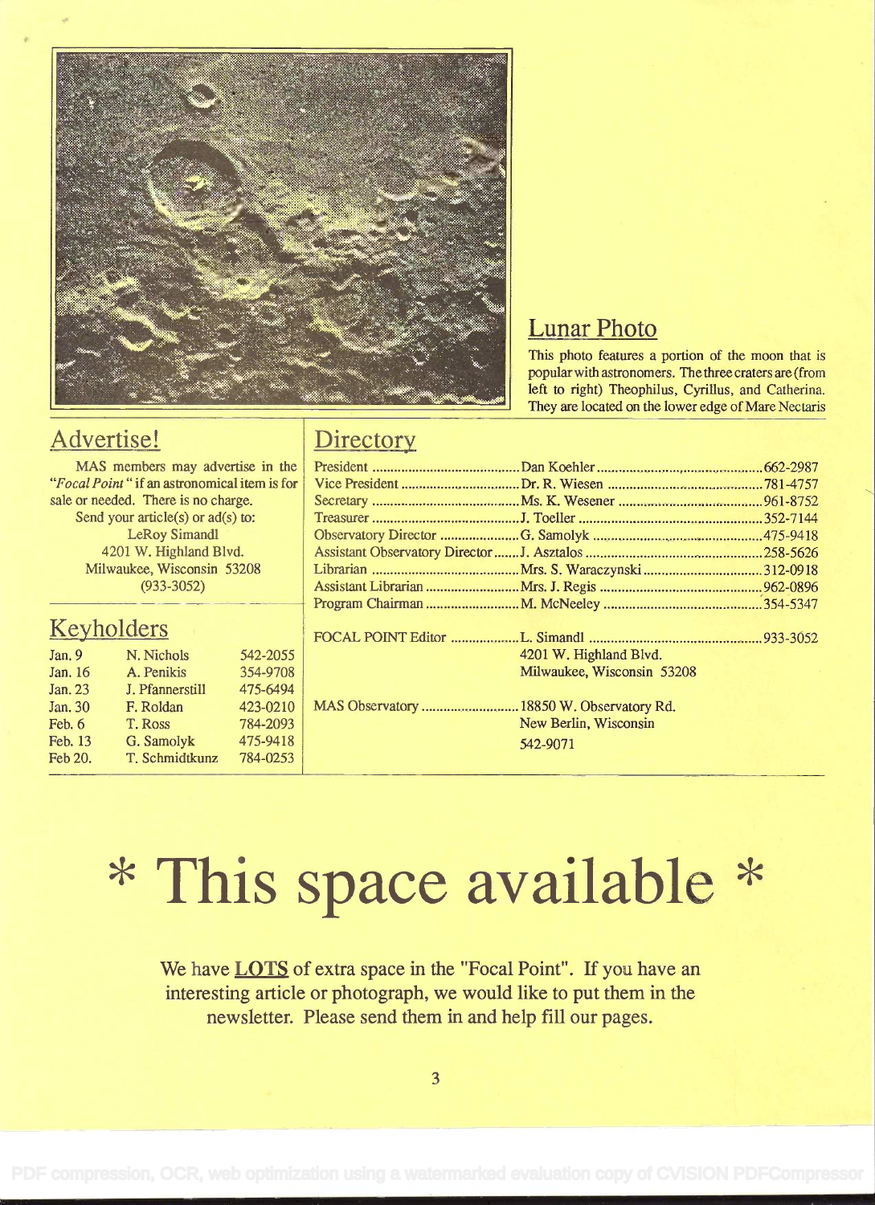## Lunar Photo

This photo features a portion of the moon that is popular with astronomers. The three craters are (from left to right) Theophilus, Cyrillus, and Catherina. They are located on the lower edge of Mare Nectaris

## Advertise!

MAS members may advertise in the *"Focal Point"* if an astronomical item is for sale or needed. There is no charge.

Send your article(s) or ad(s) to:
LeRoy Simandl
4201 W. Highland Blvd.
Milwaukee, Wisconsin 53208
(933-3052)

## Keyholders

| | | |
|---|---|---|
| Jan. 9 | N. Nichols | 542-2055 |
| Jan. 16 | A. Penikis | 354-9708 |
| Jan. 23 | J. Pfannerstill | 475-6494 |
| Jan. 30 | F. Roldan | 423-0210 |
| Feb. 6 | T. Ross | 784-2093 |
| Feb. 13 | G. Samolyk | 475-9418 |
| Feb 20. | T. Schmidtkunz | 784-0253 |

## Directory

| | | |
|---|---|---|
| President | Dan Koehler | 662-2987 |
| Vice President | Dr. R. Wiesen | 781-4757 |
| Secretary | Ms. K. Wesener | 961-8752 |
| Treasurer | J. Toeller | 352-7144 |
| Observatory Director | G. Samolyk | 475-9418 |
| Assistant Observatory Director | J. Asztalos | 258-5626 |
| Librarian | Mrs. S. Waraczynski | 312-0918 |
| Assistant Librarian | Mrs. J. Regis | 962-0896 |
| Program Chairman | M. McNeeley | 354-5347 |
| FOCAL POINT Editor | L. Simandl<br>4201 W. Highland Blvd.<br>Milwaukee, Wisconsin 53208 | 933-3052 |
| MAS Observatory | 18850 W. Observatory Rd.<br>New Berlin, Wisconsin<br>542-9071 | |

# * This space available *

We have **LOTS** of extra space in the "Focal Point". If you have an interesting article or photograph, we would like to put them in the newsletter. Please send them in and help fill our pages.